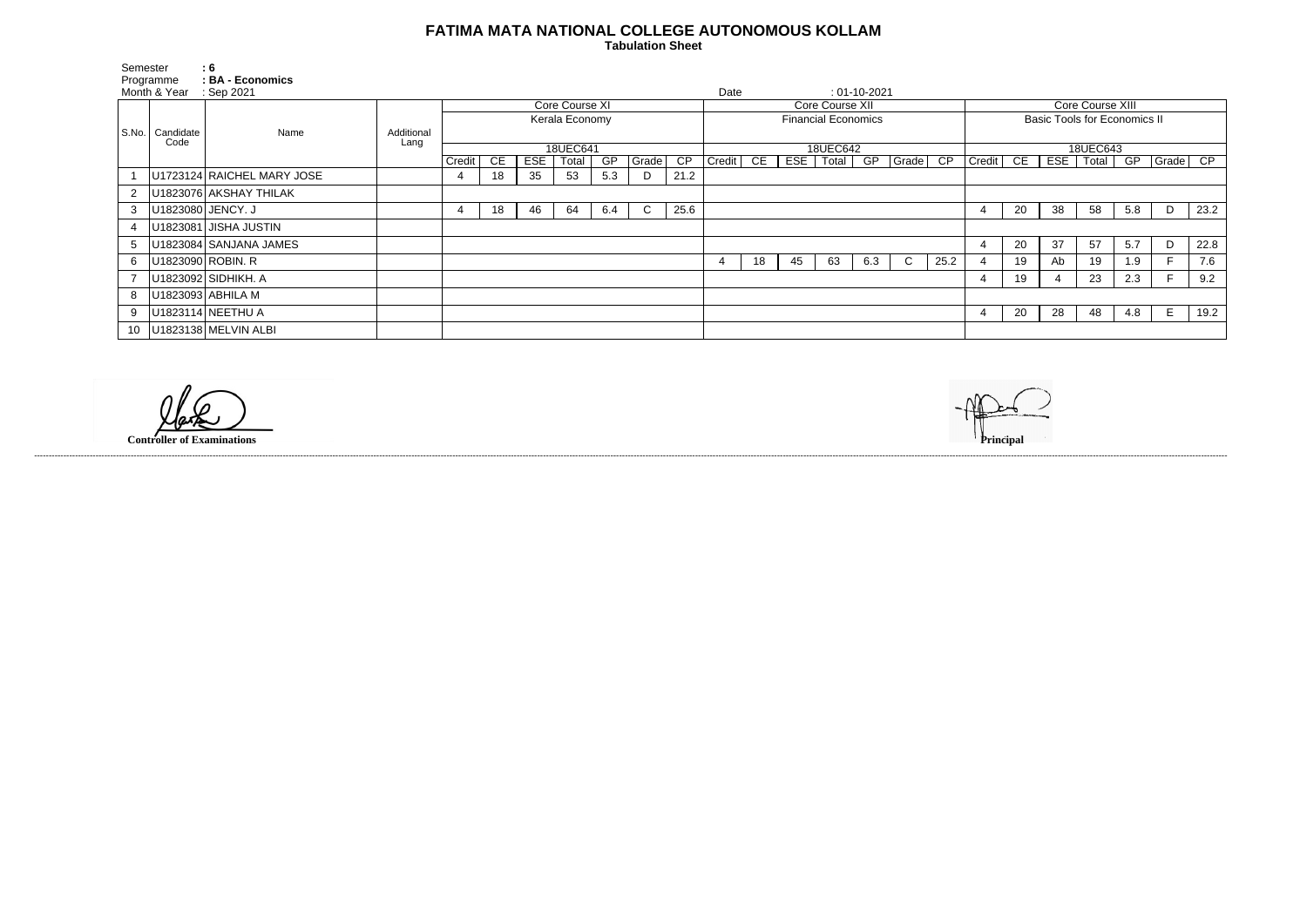# FATIMA MATA NATIONAL COLLEGE AUTONOMOUS KOLLAM

**Tabulation Sheet**

Semester : 6
Programme : **BA - Economics**
Month & Year : Sep 2021
Date : 01-10-2021

| S.No. | Candidate Code | Name | Additional Lang | Core Course XI | | | | | | | Core Course XII | | | | | | | Core Course XIII | | | | | | |
|---|---|---|---|---|---|---|---|---|---|---|---|---|---|---|---|---|---|---|---|---|---|---|---|---|
| | | | | Kerala Economy | | | | | | | Financial Economics | | | | | | | Basic Tools for Economics II | | | | | | |
| | | | | 18UEC641 | | | | | | | 18UEC642 | | | | | | | 18UEC643 | | | | | | |
| | | | | Credit | CE | ESE | Total | GP | Grade | CP | Credit | CE | ESE | Total | GP | Grade | CP | Credit | CE | ESE | Total | GP | Grade | CP |
| 1 | U1723124 | RAICHEL MARY JOSE | | 4 | 18 | 35 | 53 | 5.3 | D | 21.2 | | | | | | | | | | | | | | |
| 2 | U1823076 | AKSHAY THILAK | | | | | | | | | | | | | | | | | | | | | | |
| 3 | U1823080 | JENCY. J | | 4 | 18 | 46 | 64 | 6.4 | C | 25.6 | | | | | | | | 4 | 20 | 38 | 58 | 5.8 | D | 23.2 |
| 4 | U1823081 | JISHA JUSTIN | | | | | | | | | | | | | | | | | | | | | | |
| 5 | U1823084 | SANJANA JAMES | | | | | | | | | | | | | | | | 4 | 20 | 37 | 57 | 5.7 | D | 22.8 |
| 6 | U1823090 | ROBIN. R | | | | | | | | | 4 | 18 | 45 | 63 | 6.3 | C | 25.2 | 4 | 19 | Ab | 19 | 1.9 | F | 7.6 |
| 7 | U1823092 | SIDHIKH. A | | | | | | | | | | | | | | | | 4 | 19 | 4 | 23 | 2.3 | F | 9.2 |
| 8 | U1823093 | ABHILA M | | | | | | | | | | | | | | | | | | | | | | |
| 9 | U1823114 | NEETHU A | | | | | | | | | | | | | | | | 4 | 20 | 28 | 48 | 4.8 | E | 19.2 |
| 10 | U1823138 | MELVIN ALBI | | | | | | | | | | | | | | | | | | | | | | |

**Controller of Examinations**

**Principal**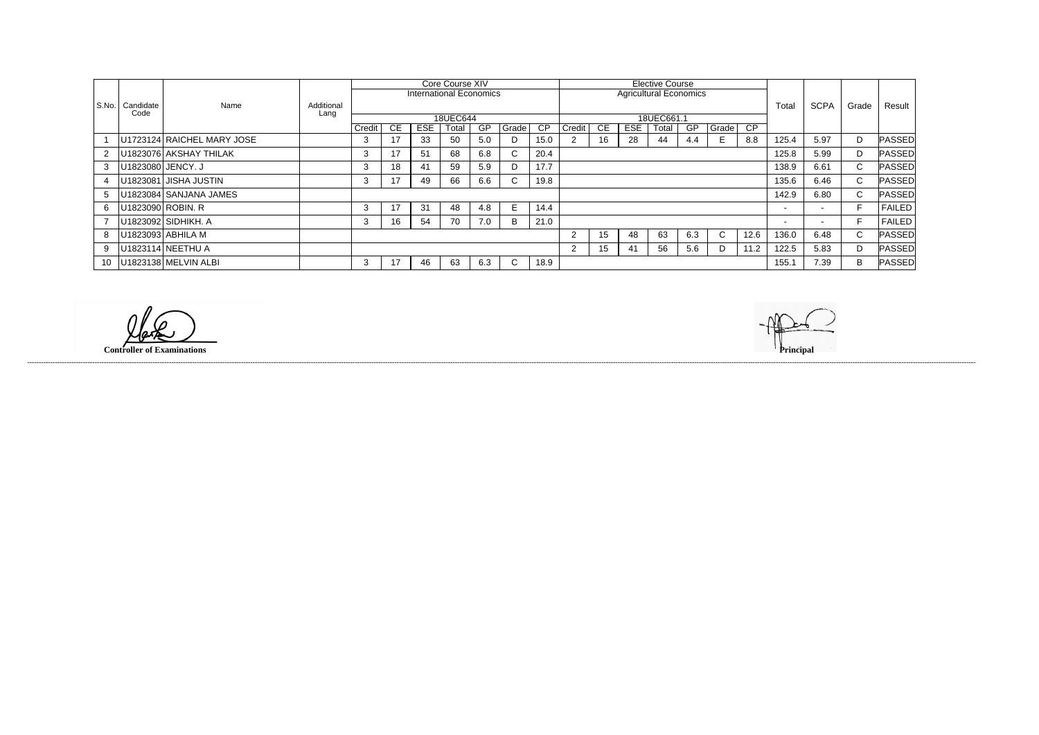| S.No. | Candidate Code | Name | Additional Lang | Core Course XIV International Economics 18UEC644 | | | | | | | Elective Course Agricultural Economics 18UEC661.1 | | | | | | | Total | SCPA | Grade | Result |
|---|---|---|---|---|---|---|---|---|---|---|---|---|---|---|---|---|---|---|---|---|---|
| | | | | Credit | CE | ESE | Total | GP | Grade | CP | Credit | CE | ESE | Total | GP | Grade | CP | | | | |
| 1 | U1723124 | RAICHEL MARY JOSE | | 3 | 17 | 33 | 50 | 5.0 | D | 15.0 | 2 | 16 | 28 | 44 | 4.4 | E | 8.8 | 125.4 | 5.97 | D | PASSED |
| 2 | U1823076 | AKSHAY THILAK | | 3 | 17 | 51 | 68 | 6.8 | C | 20.4 | | | | | | | | 125.8 | 5.99 | D | PASSED |
| 3 | U1823080 | JENCY. J | | 3 | 18 | 41 | 59 | 5.9 | D | 17.7 | | | | | | | | 138.9 | 6.61 | C | PASSED |
| 4 | U1823081 | JISHA JUSTIN | | 3 | 17 | 49 | 66 | 6.6 | C | 19.8 | | | | | | | | 135.6 | 6.46 | C | PASSED |
| 5 | U1823084 | SANJANA JAMES | | | | | | | | | | | | | | | | 142.9 | 6.80 | C | PASSED |
| 6 | U1823090 | ROBIN. R | | 3 | 17 | 31 | 48 | 4.8 | E | 14.4 | | | | | | | | - | - | F | FAILED |
| 7 | U1823092 | SIDHIKH. A | | 3 | 16 | 54 | 70 | 7.0 | B | 21.0 | | | | | | | | - | - | F | FAILED |
| 8 | U1823093 | ABHILA M | | | | | | | | | 2 | 15 | 48 | 63 | 6.3 | C | 12.6 | 136.0 | 6.48 | C | PASSED |
| 9 | U1823114 | NEETHU A | | | | | | | | | 2 | 15 | 41 | 56 | 5.6 | D | 11.2 | 122.5 | 5.83 | D | PASSED |
| 10 | U1823138 | MELVIN ALBI | | 3 | 17 | 46 | 63 | 6.3 | C | 18.9 | | | | | | | | 155.1 | 7.39 | B | PASSED |

**Controller of Examinations**

**Principal**